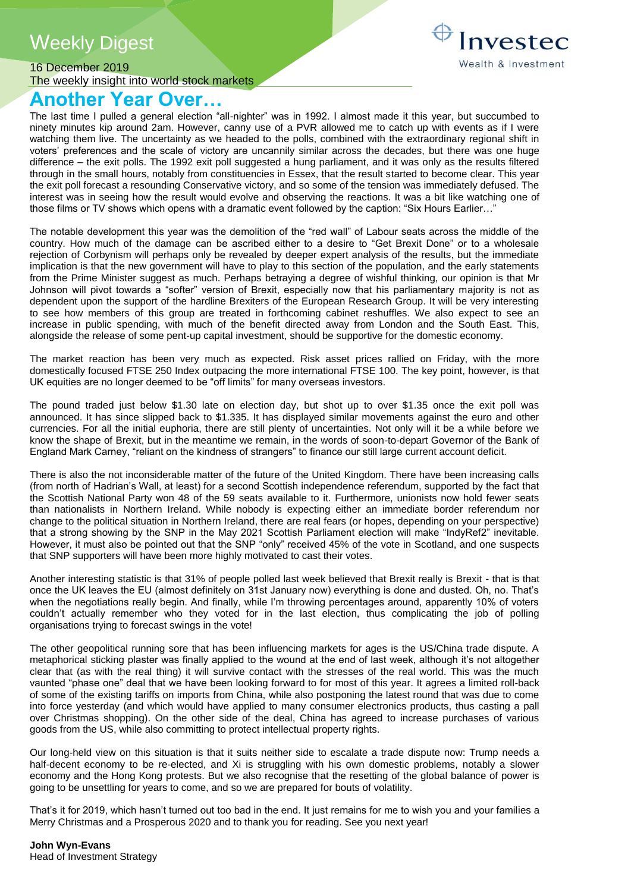# Weekly Digest

16 December 2019

The weekly insight into world stock markets

Investec Wealth & Investment

## Another Year Over…

The last time I pulled a general election "all-nighter" was in 1992. I almost made it this year, but succumbed to ninety minutes kip around 2am. However, canny use of a PVR allowed me to catch up with events as if I were watching them live. The uncertainty as we headed to the polls, combined with the extraordinary regional shift in voters' preferences and the scale of victory are uncannily similar across the decades, but there was one huge difference – the exit polls. The 1992 exit poll suggested a hung parliament, and it was only as the results filtered through in the small hours, notably from constituencies in Essex, that the result started to become clear. This year the exit poll forecast a resounding Conservative victory, and so some of the tension was immediately defused. The interest was in seeing how the result would evolve and observing the reactions. It was a bit like watching one of those films or TV shows which opens with a dramatic event followed by the caption: "Six Hours Earlier…"

The notable development this year was the demolition of the "red wall" of Labour seats across the middle of the country. How much of the damage can be ascribed either to a desire to "Get Brexit Done" or to a wholesale rejection of Corbynism will perhaps only be revealed by deeper expert analysis of the results, but the immediate implication is that the new government will have to play to this section of the population, and the early statements from the Prime Minister suggest as much. Perhaps betraying a degree of wishful thinking, our opinion is that Mr Johnson will pivot towards a "softer" version of Brexit, especially now that his parliamentary majority is not as dependent upon the support of the hardline Brexiters of the European Research Group. It will be very interesting to see how members of this group are treated in forthcoming cabinet reshuffles. We also expect to see an increase in public spending, with much of the benefit directed away from London and the South East. This, alongside the release of some pent-up capital investment, should be supportive for the domestic economy.

The market reaction has been very much as expected. Risk asset prices rallied on Friday, with the more domestically focused FTSE 250 Index outpacing the more international FTSE 100. The key point, however, is that UK equities are no longer deemed to be "off limits" for many overseas investors.

The pound traded just below \$1.30 late on election day, but shot up to over \$1.35 once the exit poll was announced. It has since slipped back to \$1.335. It has displayed similar movements against the euro and other currencies. For all the initial euphoria, there are still plenty of uncertainties. Not only will it be a while before we know the shape of Brexit, but in the meantime we remain, in the words of soon-to-depart Governor of the Bank of England Mark Carney, "reliant on the kindness of strangers" to finance our still large current account deficit.

There is also the not inconsiderable matter of the future of the United Kingdom. There have been increasing calls (from north of Hadrian's Wall, at least) for a second Scottish independence referendum, supported by the fact that the Scottish National Party won 48 of the 59 seats available to it. Furthermore, unionists now hold fewer seats than nationalists in Northern Ireland. While nobody is expecting either an immediate border referendum nor change to the political situation in Northern Ireland, there are real fears (or hopes, depending on your perspective) that a strong showing by the SNP in the May 2021 Scottish Parliament election will make "IndyRef2" inevitable. However, it must also be pointed out that the SNP "only" received 45% of the vote in Scotland, and one suspects that SNP supporters will have been more highly motivated to cast their votes.

Another interesting statistic is that 31% of people polled last week believed that Brexit really is Brexit - that is that once the UK leaves the EU (almost definitely on 31st January now) everything is done and dusted. Oh, no. That's when the negotiations really begin. And finally, while I'm throwing percentages around, apparently 10% of voters couldn't actually remember who they voted for in the last election, thus complicating the job of polling organisations trying to forecast swings in the vote!

The other geopolitical running sore that has been influencing markets for ages is the US/China trade dispute. A metaphorical sticking plaster was finally applied to the wound at the end of last week, although it's not altogether clear that (as with the real thing) it will survive contact with the stresses of the real world. This was the much vaunted "phase one" deal that we have been looking forward to for most of this year. It agrees a limited roll-back of some of the existing tariffs on imports from China, while also postponing the latest round that was due to come into force yesterday (and which would have applied to many consumer electronics products, thus casting a pall over Christmas shopping). On the other side of the deal, China has agreed to increase purchases of various goods from the US, while also committing to protect intellectual property rights.

Our long-held view on this situation is that it suits neither side to escalate a trade dispute now: Trump needs a half-decent economy to be re-elected, and Xi is struggling with his own domestic problems, notably a slower economy and the Hong Kong protests. But we also recognise that the resetting of the global balance of power is going to be unsettling for years to come, and so we are prepared for bouts of volatility.

That's it for 2019, which hasn't turned out too bad in the end. It just remains for me to wish you and your families a Merry Christmas and a Prosperous 2020 and to thank you for reading. See you next year!

**John Wyn-Evans**
Head of Investment Strategy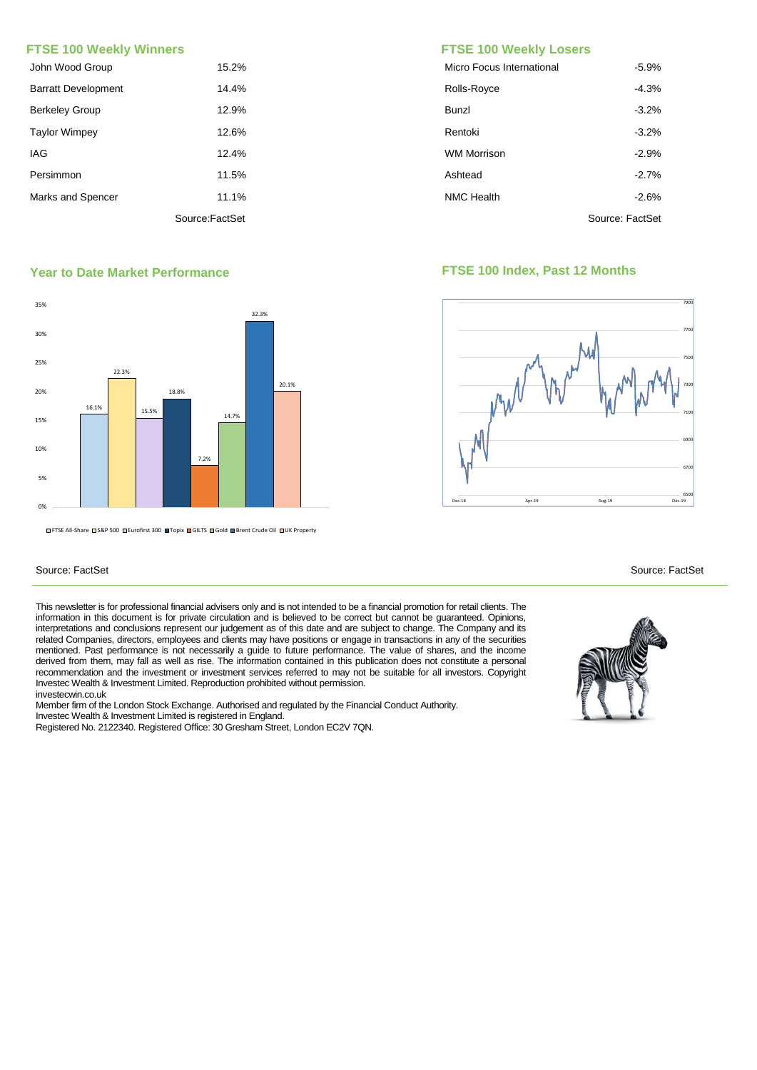## FTSE 100 Weekly Winners

| | |
|---|---|
| John Wood Group | 15.2% |
| Barratt Development | 14.4% |
| Berkeley Group | 12.9% |
| Taylor Wimpey | 12.6% |
| IAG | 12.4% |
| Persimmon | 11.5% |
| Marks and Spencer | 11.1% |

Source:FactSet

## FTSE 100 Weekly Losers

| | |
|---|---|
| Micro Focus International | -5.9% |
| Rolls-Royce | -4.3% |
| Bunzl | -3.2% |
| Rentoki | -3.2% |
| WM Morrison | -2.9% |
| Ashtead | -2.7% |
| NMC Health | -2.6% |

Source: FactSet

## Year to Date Market Performance

35%
30%
25%
20%
15%
10%
5%
0%

16.1%
22.3%
15.5%
18.8%
7.2%
14.7%
32.3%
20.1%

FTSE All-Share, S&P 500, Eurofirst 300, Topix, GILTS, Gold, Brent Crude Oil, UK Property

Source: FactSet

## FTSE 100 Index, Past 12 Months

7900
7700
7500
7300
7100
6900
6700
6500

Dec-18, Apr-19, Aug-19, Dec-19

Source: FactSet

---

This newsletter is for professional financial advisers only and is not intended to be a financial promotion for retail clients. The information in this document is for private circulation and is believed to be correct but cannot be guaranteed. Opinions, interpretations and conclusions represent our judgement as of this date and are subject to change. The Company and its related Companies, directors, employees and clients may have positions or engage in transactions in any of the securities mentioned. Past performance is not necessarily a guide to future performance. The value of shares, and the income derived from them, may fall as well as rise. The information contained in this publication does not constitute a personal recommendation and the investment or investment services referred to may not be suitable for all investors. Copyright Investec Wealth & Investment Limited. Reproduction prohibited without permission.
investecwin.co.uk
Member firm of the London Stock Exchange. Authorised and regulated by the Financial Conduct Authority.
Investec Wealth & Investment Limited is registered in England.
Registered No. 2122340. Registered Office: 30 Gresham Street, London EC2V 7QN.